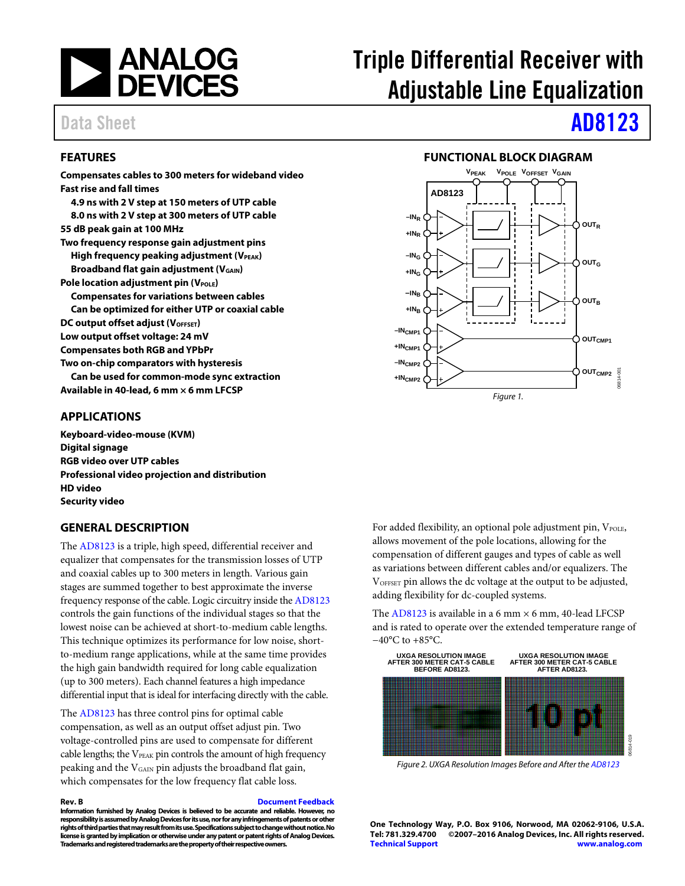# Triple Differential Receiver with Adjustable Line Equalization

Data Sheet **AD8123**

## FEATURES

**Compensates cables to 300 meters for wideband video**
**Fast rise and fall times**
- **4.9 ns with 2 V step at 150 meters of UTP cable**
- **8.0 ns with 2 V step at 300 meters of UTP cable**

**55 dB peak gain at 100 MHz**
**Two frequency response gain adjustment pins**
- **High frequency peaking adjustment ($V_{PEAK}$)**
- **Broadband flat gain adjustment ($V_{GAIN}$)**

**Pole location adjustment pin ($V_{POLE}$)**
- **Compensates for variations between cables**
- **Can be optimized for either UTP or coaxial cable**

**DC output offset adjust ($V_{OFFSET}$)**
**Low output offset voltage: 24 mV**
**Compensates both RGB and YPbPr**
**Two on-chip comparators with hysteresis**
- **Can be used for common-mode sync extraction**

**Available in 40-lead, 6 mm × 6 mm LFCSP**

## APPLICATIONS

**Keyboard-video-mouse (KVM)**
**Digital signage**
**RGB video over UTP cables**
**Professional video projection and distribution**
**HD video**
**Security video**

## FUNCTIONAL BLOCK DIAGRAM

*Figure 1.*

## GENERAL DESCRIPTION

The AD8123 is a triple, high speed, differential receiver and equalizer that compensates for the transmission losses of UTP and coaxial cables up to 300 meters in length. Various gain stages are summed together to best approximate the inverse frequency response of the cable. Logic circuitry inside the AD8123 controls the gain functions of the individual stages so that the lowest noise can be achieved at short-to-medium cable lengths. This technique optimizes its performance for low noise, short-to-medium range applications, while at the same time provides the high gain bandwidth required for long cable equalization (up to 300 meters). Each channel features a high impedance differential input that is ideal for interfacing directly with the cable.

The AD8123 has three control pins for optimal cable compensation, as well as an output offset adjust pin. Two voltage-controlled pins are used to compensate for different cable lengths; the $V_{PEAK}$ pin controls the amount of high frequency peaking and the $V_{GAIN}$ pin adjusts the broadband flat gain, which compensates for the low frequency flat cable loss.

For added flexibility, an optional pole adjustment pin, $V_{POLE}$, allows movement of the pole locations, allowing for the compensation of different gauges and types of cable as well as variations between different cables and/or equalizers. The $V_{OFFSET}$ pin allows the dc voltage at the output to be adjusted, adding flexibility for dc-coupled systems.

The AD8123 is available in a 6 mm × 6 mm, 40-lead LFCSP and is rated to operate over the extended temperature range of −40°C to +85°C.

*Figure 2. UXGA Resolution Images Before and After the AD8123*

**Rev. B** **Document Feedback**
**Information furnished by Analog Devices is believed to be accurate and reliable. However, no responsibility is assumed by Analog Devices for its use, nor for any infringements of patents or other rights of third parties that may result from its use. Specifications subject to change without notice. No license is granted by implication or otherwise under any patent or patent rights of Analog Devices. Trademarks and registered trademarks are the property of their respective owners.**

**One Technology Way, P.O. Box 9106, Norwood, MA 02062-9106, U.S.A.**
**Tel: 781.329.4700 ©2007–2016 Analog Devices, Inc. All rights reserved.**
**Technical Support www.analog.com**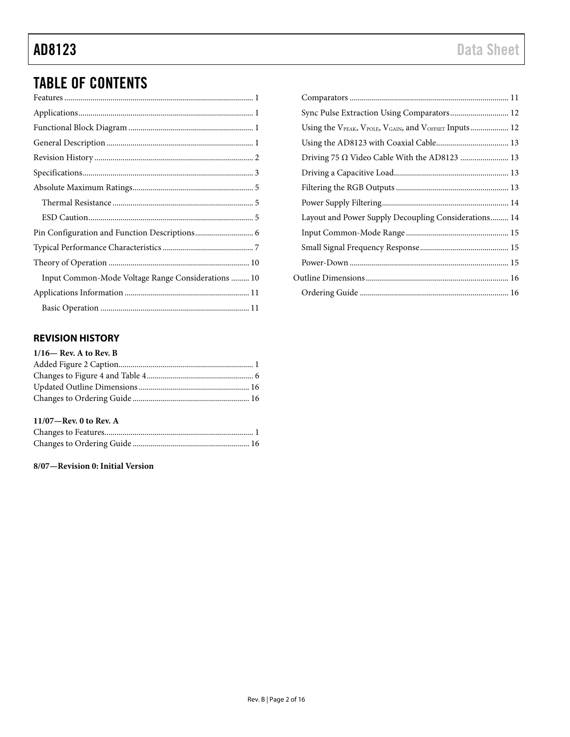## TABLE OF CONTENTS

Features ... 1
Applications ... 1
Functional Block Diagram ... 1
General Description ... 1
Revision History ... 2
Specifications ... 3
Absolute Maximum Ratings ... 5
  Thermal Resistance ... 5
  ESD Caution ... 5
Pin Configuration and Function Descriptions ... 6
Typical Performance Characteristics ... 7
Theory of Operation ... 10
  Input Common-Mode Voltage Range Considerations ... 10
Applications Information ... 11
  Basic Operation ... 11
  Comparators ... 11
  Sync Pulse Extraction Using Comparators ... 12
  Using the $V_{PEAK}$, $V_{POLE}$, $V_{GAIN}$, and $V_{OFFSET}$ Inputs ... 12
  Using the AD8123 with Coaxial Cable ... 13
  Driving 75 Ω Video Cable With the AD8123 ... 13
  Driving a Capacitive Load ... 13
  Filtering the RGB Outputs ... 13
  Power Supply Filtering ... 14
  Layout and Power Supply Decoupling Considerations ... 14
  Input Common-Mode Range ... 15
  Small Signal Frequency Response ... 15
  Power-Down ... 15
Outline Dimensions ... 16
  Ordering Guide ... 16

## REVISION HISTORY

**1/16— Rev. A to Rev. B**

Added Figure 2 Caption ... 1
Changes to Figure 4 and Table 4 ... 6
Updated Outline Dimensions ... 16
Changes to Ordering Guide ... 16

**11/07—Rev. 0 to Rev. A**

Changes to Features ... 1
Changes to Ordering Guide ... 16

**8/07—Revision 0: Initial Version**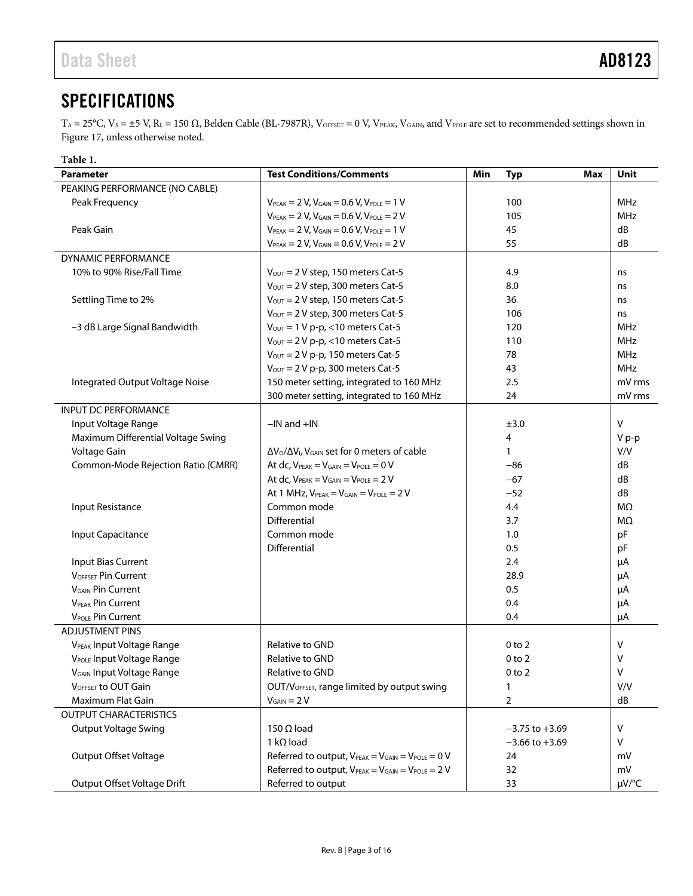## SPECIFICATIONS

$T_A$ = 25°C, $V_S$ = ±5 V, $R_L$ = 150 Ω, Belden Cable (BL-7987R), $V_{OFFSET}$ = 0 V, $V_{PEAK}$, $V_{GAIN}$, and $V_{POLE}$ are set to recommended settings shown in Figure 17, unless otherwise noted.

**Table 1.**

| Parameter | Test Conditions/Comments | Min | Typ | Max | Unit |
|---|---|---|---|---|---|
| PEAKING PERFORMANCE (NO CABLE) | | | | | |
| Peak Frequency | $V_{PEAK}$ = 2 V, $V_{GAIN}$ = 0.6 V, $V_{POLE}$ = 1 V | | 100 | | MHz |
| | $V_{PEAK}$ = 2 V, $V_{GAIN}$ = 0.6 V, $V_{POLE}$ = 2 V | | 105 | | MHz |
| Peak Gain | $V_{PEAK}$ = 2 V, $V_{GAIN}$ = 0.6 V, $V_{POLE}$ = 1 V | | 45 | | dB |
| | $V_{PEAK}$ = 2 V, $V_{GAIN}$ = 0.6 V, $V_{POLE}$ = 2 V | | 55 | | dB |
| DYNAMIC PERFORMANCE | | | | | |
| 10% to 90% Rise/Fall Time | $V_{OUT}$ = 2 V step, 150 meters Cat-5 | | 4.9 | | ns |
| | $V_{OUT}$ = 2 V step, 300 meters Cat-5 | | 8.0 | | ns |
| Settling Time to 2% | $V_{OUT}$ = 2 V step, 150 meters Cat-5 | | 36 | | ns |
| | $V_{OUT}$ = 2 V step, 300 meters Cat-5 | | 106 | | ns |
| −3 dB Large Signal Bandwidth | $V_{OUT}$ = 1 V p-p, <10 meters Cat-5 | | 120 | | MHz |
| | $V_{OUT}$ = 2 V p-p, <10 meters Cat-5 | | 110 | | MHz |
| | $V_{OUT}$ = 2 V p-p, 150 meters Cat-5 | | 78 | | MHz |
| | $V_{OUT}$ = 2 V p-p, 300 meters Cat-5 | | 43 | | MHz |
| Integrated Output Voltage Noise | 150 meter setting, integrated to 160 MHz | | 2.5 | | mV rms |
| | 300 meter setting, integrated to 160 MHz | | 24 | | mV rms |
| INPUT DC PERFORMANCE | | | | | |
| Input Voltage Range | −IN and +IN | | ±3.0 | | V |
| Maximum Differential Voltage Swing | | | 4 | | V p-p |
| Voltage Gain | $\Delta V_O/\Delta V_I$, $V_{GAIN}$ set for 0 meters of cable | | 1 | | V/V |
| Common-Mode Rejection Ratio (CMRR) | At dc, $V_{PEAK}$ = $V_{GAIN}$ = $V_{POLE}$ = 0 V | | −86 | | dB |
| | At dc, $V_{PEAK}$ = $V_{GAIN}$ = $V_{POLE}$ = 2 V | | −67 | | dB |
| | At 1 MHz, $V_{PEAK}$ = $V_{GAIN}$ = $V_{POLE}$ = 2 V | | −52 | | dB |
| Input Resistance | Common mode | | 4.4 | | MΩ |
| | Differential | | 3.7 | | MΩ |
| Input Capacitance | Common mode | | 1.0 | | pF |
| | Differential | | 0.5 | | pF |
| Input Bias Current | | | 2.4 | | μA |
| $V_{OFFSET}$ Pin Current | | | 28.9 | | μA |
| $V_{GAIN}$ Pin Current | | | 0.5 | | μA |
| $V_{PEAK}$ Pin Current | | | 0.4 | | μA |
| $V_{POLE}$ Pin Current | | | 0.4 | | μA |
| ADJUSTMENT PINS | | | | | |
| $V_{PEAK}$ Input Voltage Range | Relative to GND | | 0 to 2 | | V |
| $V_{POLE}$ Input Voltage Range | Relative to GND | | 0 to 2 | | V |
| $V_{GAIN}$ Input Voltage Range | Relative to GND | | 0 to 2 | | V |
| $V_{OFFSET}$ to OUT Gain | OUT/$V_{OFFSET}$, range limited by output swing | | 1 | | V/V |
| Maximum Flat Gain | $V_{GAIN}$ = 2 V | | 2 | | dB |
| OUTPUT CHARACTERISTICS | | | | | |
| Output Voltage Swing | 150 Ω load | | −3.75 to +3.69 | | V |
| | 1 kΩ load | | −3.66 to +3.69 | | V |
| Output Offset Voltage | Referred to output, $V_{PEAK}$ = $V_{GAIN}$ = $V_{POLE}$ = 0 V | | 24 | | mV |
| | Referred to output, $V_{PEAK}$ = $V_{GAIN}$ = $V_{POLE}$ = 2 V | | 32 | | mV |
| Output Offset Voltage Drift | Referred to output | | 33 | | μV/°C |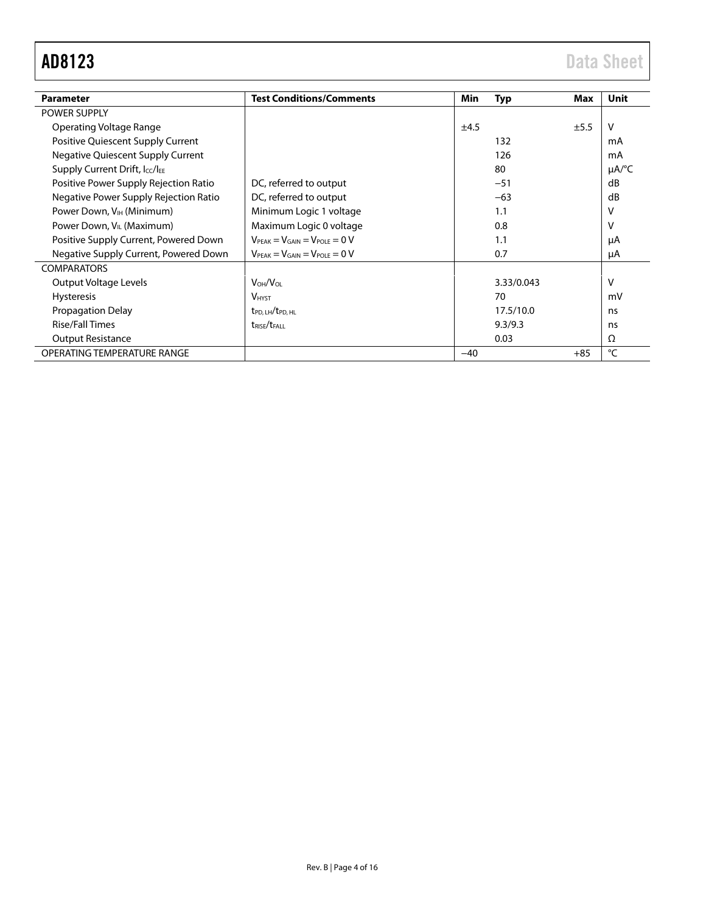| Parameter | Test Conditions/Comments | Min | Typ | Max | Unit |
|---|---|---|---|---|---|
| POWER SUPPLY | | | | | |
| Operating Voltage Range | | ±4.5 | | ±5.5 | V |
| Positive Quiescent Supply Current | | | 132 | | mA |
| Negative Quiescent Supply Current | | | 126 | | mA |
| Supply Current Drift, $I_{CC}/I_{EE}$ | | | 80 | | μA/°C |
| Positive Power Supply Rejection Ratio | DC, referred to output | | −51 | | dB |
| Negative Power Supply Rejection Ratio | DC, referred to output | | −63 | | dB |
| Power Down, $V_{IH}$ (Minimum) | Minimum Logic 1 voltage | | 1.1 | | V |
| Power Down, $V_{IL}$ (Maximum) | Maximum Logic 0 voltage | | 0.8 | | V |
| Positive Supply Current, Powered Down | $V_{PEAK} = V_{GAIN} = V_{POLE} = 0$ V | | 1.1 | | μA |
| Negative Supply Current, Powered Down | $V_{PEAK} = V_{GAIN} = V_{POLE} = 0$ V | | 0.7 | | μA |
| COMPARATORS | | | | | |
| Output Voltage Levels | $V_{OH}/V_{OL}$ | | 3.33/0.043 | | V |
| Hysteresis | $V_{HYST}$ | | 70 | | mV |
| Propagation Delay | $t_{PD, LH}/t_{PD, HL}$ | | 17.5/10.0 | | ns |
| Rise/Fall Times | $t_{RISE}/t_{FALL}$ | | 9.3/9.3 | | ns |
| Output Resistance | | | 0.03 | | Ω |
| OPERATING TEMPERATURE RANGE | | −40 | | +85 | °C |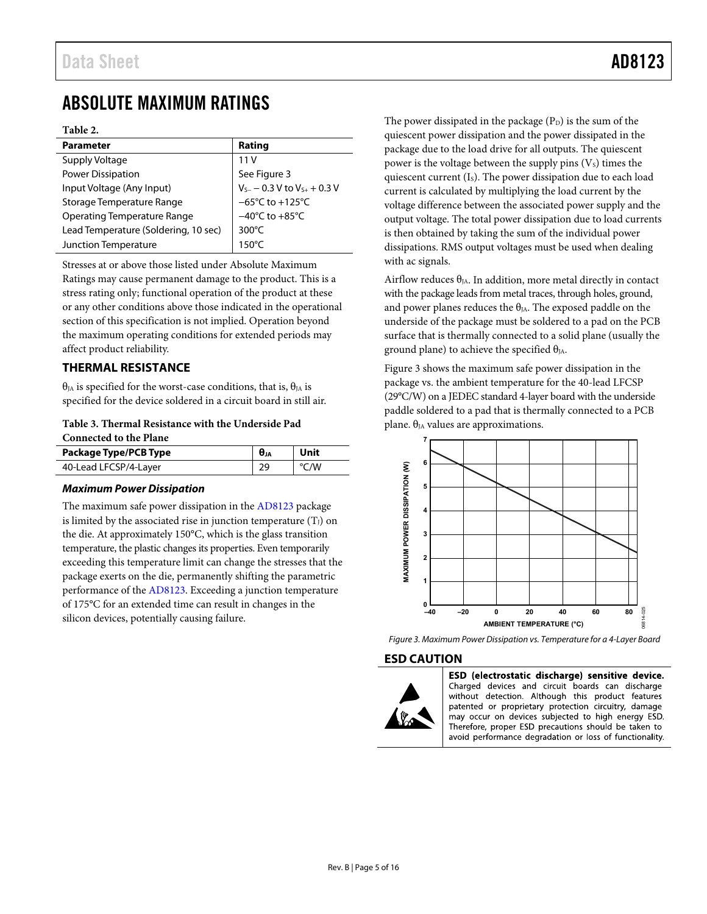# ABSOLUTE MAXIMUM RATINGS

**Table 2.**

| Parameter | Rating |
|---|---|
| Supply Voltage | 11 V |
| Power Dissipation | See Figure 3 |
| Input Voltage (Any Input) | $V_{S-}$ − 0.3 V to $V_{S+}$ + 0.3 V |
| Storage Temperature Range | −65°C to +125°C |
| Operating Temperature Range | −40°C to +85°C |
| Lead Temperature (Soldering, 10 sec) | 300°C |
| Junction Temperature | 150°C |

Stresses at or above those listed under Absolute Maximum Ratings may cause permanent damage to the product. This is a stress rating only; functional operation of the product at these or any other conditions above those indicated in the operational section of this specification is not implied. Operation beyond the maximum operating conditions for extended periods may affect product reliability.

## THERMAL RESISTANCE

$\theta_{JA}$ is specified for the worst-case conditions, that is, $\theta_{JA}$ is specified for the device soldered in a circuit board in still air.

**Table 3. Thermal Resistance with the Underside Pad Connected to the Plane**

| Package Type/PCB Type | $\theta_{JA}$ | Unit |
|---|---|---|
| 40-Lead LFCSP/4-Layer | 29 | °C/W |

### *Maximum Power Dissipation*

The maximum safe power dissipation in the AD8123 package is limited by the associated rise in junction temperature ($T_J$) on the die. At approximately 150°C, which is the glass transition temperature, the plastic changes its properties. Even temporarily exceeding this temperature limit can change the stresses that the package exerts on the die, permanently shifting the parametric performance of the AD8123. Exceeding a junction temperature of 175°C for an extended time can result in changes in the silicon devices, potentially causing failure.

The power dissipated in the package ($P_D$) is the sum of the quiescent power dissipation and the power dissipated in the package due to the load drive for all outputs. The quiescent power is the voltage between the supply pins ($V_S$) times the quiescent current ($I_S$). The power dissipation due to each load current is calculated by multiplying the load current by the voltage difference between the associated power supply and the output voltage. The total power dissipation due to load currents is then obtained by taking the sum of the individual power dissipations. RMS output voltages must be used when dealing with ac signals.

Airflow reduces $\theta_{JA}$. In addition, more metal directly in contact with the package leads from metal traces, through holes, ground, and power planes reduces the $\theta_{JA}$. The exposed paddle on the underside of the package must be soldered to a pad on the PCB surface that is thermally connected to a solid plane (usually the ground plane) to achieve the specified $\theta_{JA}$.

Figure 3 shows the maximum safe power dissipation in the package vs. the ambient temperature for the 40-lead LFCSP (29°C/W) on a JEDEC standard 4-layer board with the underside paddle soldered to a pad that is thermally connected to a PCB plane. $\theta_{JA}$ values are approximations.

*Figure 3. Maximum Power Dissipation vs. Temperature for a 4-Layer Board*

## ESD CAUTION

**ESD (electrostatic discharge) sensitive device.** Charged devices and circuit boards can discharge without detection. Although this product features patented or proprietary protection circuitry, damage may occur on devices subjected to high energy ESD. Therefore, proper ESD precautions should be taken to avoid performance degradation or loss of functionality.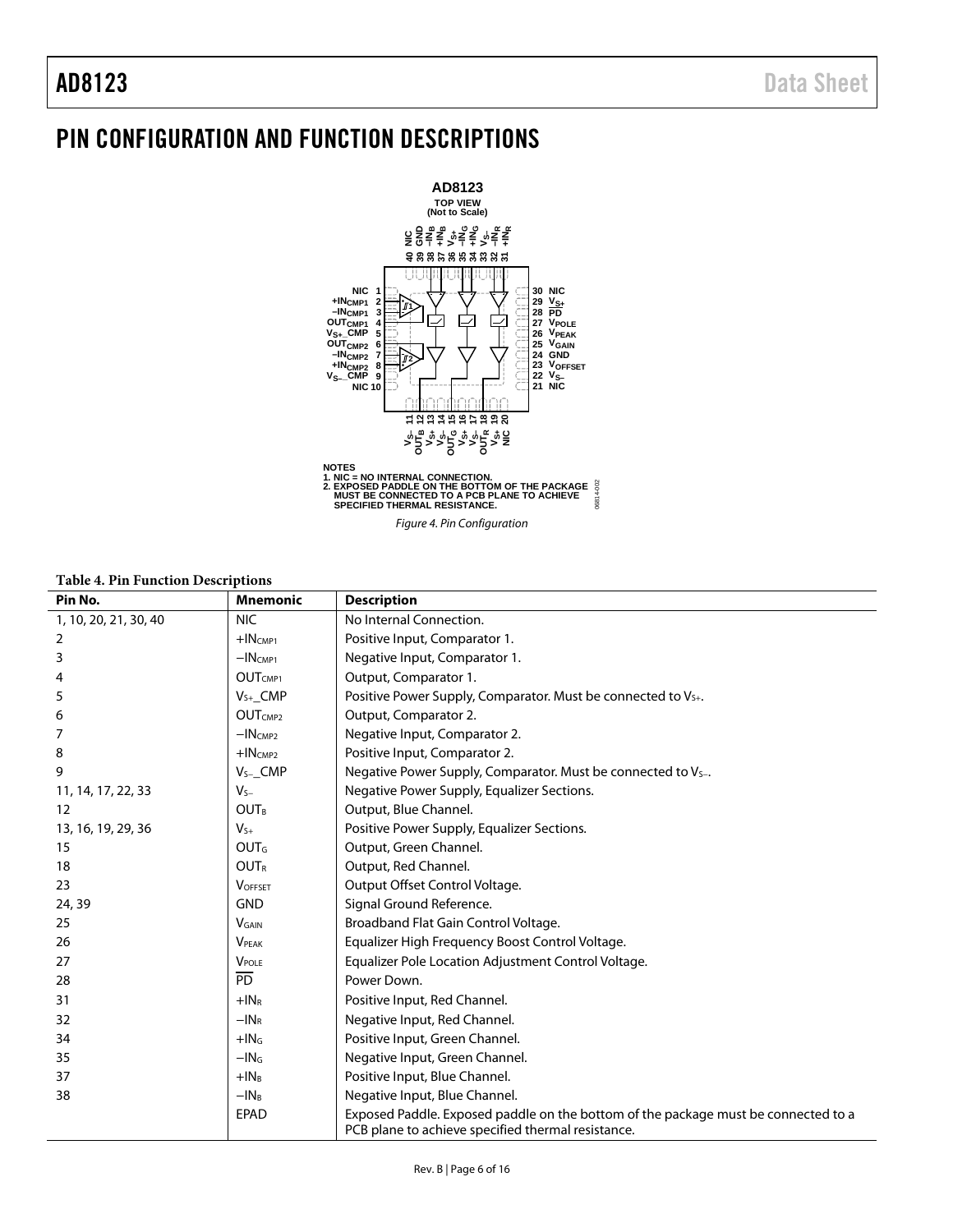# PIN CONFIGURATION AND FUNCTION DESCRIPTIONS

NOTES
1. NIC = NO INTERNAL CONNECTION.
2. EXPOSED PADDLE ON THE BOTTOM OF THE PACKAGE MUST BE CONNECTED TO A PCB PLANE TO ACHIEVE SPECIFIED THERMAL RESISTANCE.

*Figure 4. Pin Configuration*

**Table 4. Pin Function Descriptions**

| Pin No. | Mnemonic | Description |
|---|---|---|
| 1, 10, 20, 21, 30, 40 | NIC | No Internal Connection. |
| 2 | $+IN_{CMP1}$ | Positive Input, Comparator 1. |
| 3 | $-IN_{CMP1}$ | Negative Input, Comparator 1. |
| 4 | $OUT_{CMP1}$ | Output, Comparator 1. |
| 5 | $V_{S+}$_CMP | Positive Power Supply, Comparator. Must be connected to $V_{S+}$. |
| 6 | $OUT_{CMP2}$ | Output, Comparator 2. |
| 7 | $-IN_{CMP2}$ | Negative Input, Comparator 2. |
| 8 | $+IN_{CMP2}$ | Positive Input, Comparator 2. |
| 9 | $V_{S-}$_CMP | Negative Power Supply, Comparator. Must be connected to $V_{S-}$. |
| 11, 14, 17, 22, 33 | $V_{S-}$ | Negative Power Supply, Equalizer Sections. |
| 12 | $OUT_B$ | Output, Blue Channel. |
| 13, 16, 19, 29, 36 | $V_{S+}$ | Positive Power Supply, Equalizer Sections. |
| 15 | $OUT_G$ | Output, Green Channel. |
| 18 | $OUT_R$ | Output, Red Channel. |
| 23 | $V_{OFFSET}$ | Output Offset Control Voltage. |
| 24, 39 | GND | Signal Ground Reference. |
| 25 | $V_{GAIN}$ | Broadband Flat Gain Control Voltage. |
| 26 | $V_{PEAK}$ | Equalizer High Frequency Boost Control Voltage. |
| 27 | $V_{POLE}$ | Equalizer Pole Location Adjustment Control Voltage. |
| 28 | $\overline{PD}$ | Power Down. |
| 31 | $+IN_R$ | Positive Input, Red Channel. |
| 32 | $-IN_R$ | Negative Input, Red Channel. |
| 34 | $+IN_G$ | Positive Input, Green Channel. |
| 35 | $-IN_G$ | Negative Input, Green Channel. |
| 37 | $+IN_B$ | Positive Input, Blue Channel. |
| 38 | $-IN_B$ | Negative Input, Blue Channel. |
| | EPAD | Exposed Paddle. Exposed paddle on the bottom of the package must be connected to a PCB plane to achieve specified thermal resistance. |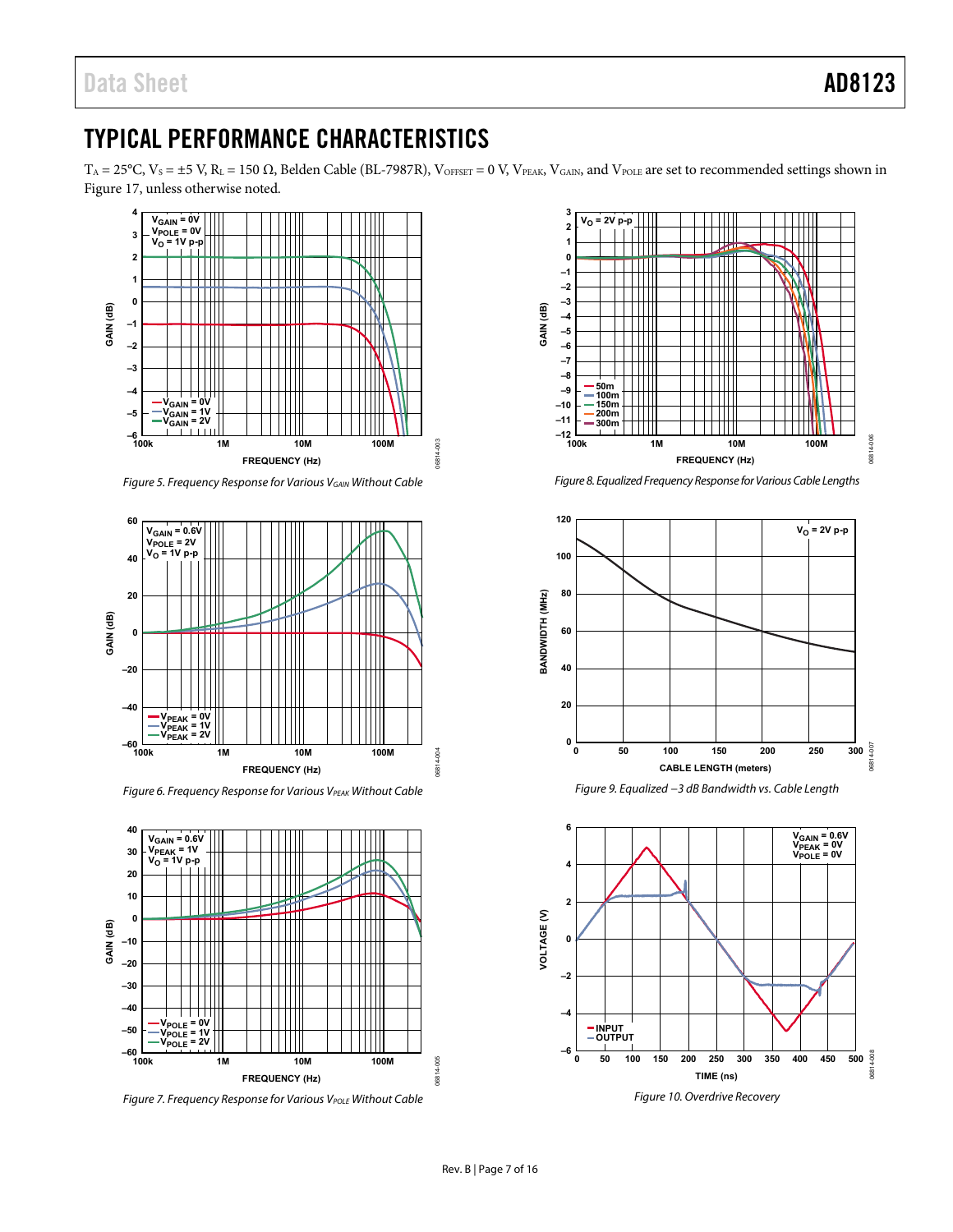# TYPICAL PERFORMANCE CHARACTERISTICS

$T_A = 25°C$, $V_S = ±5$ V, $R_L = 150$ Ω, Belden Cable (BL-7987R), $V_{OFFSET} = 0$ V, $V_{PEAK}$, $V_{GAIN}$, and $V_{POLE}$ are set to recommended settings shown in Figure 17, unless otherwise noted.

*Figure 5. Frequency Response for Various $V_{GAIN}$ Without Cable*

*Figure 6. Frequency Response for Various $V_{PEAK}$ Without Cable*

*Figure 7. Frequency Response for Various $V_{POLE}$ Without Cable*

*Figure 8. Equalized Frequency Response for Various Cable Lengths*

*Figure 9. Equalized −3 dB Bandwidth vs. Cable Length*

*Figure 10. Overdrive Recovery*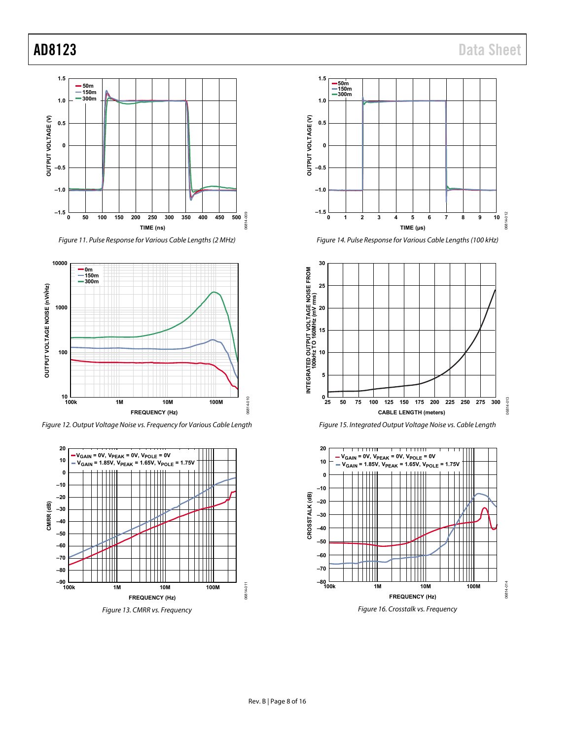Figure 11. Pulse Response for Various Cable Lengths (2 MHz)

Figure 12. Output Voltage Noise vs. Frequency for Various Cable Length

Figure 13. CMRR vs. Frequency

Figure 14. Pulse Response for Various Cable Lengths (100 kHz)

Figure 15. Integrated Output Voltage Noise vs. Cable Length

Figure 16. Crosstalk vs. Frequency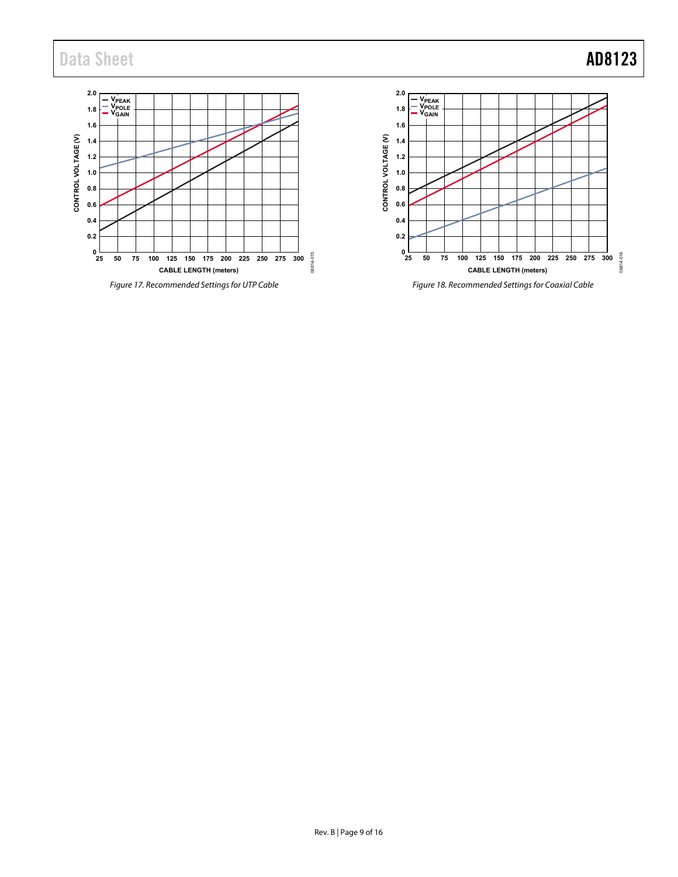Figure 17. Recommended Settings for UTP Cable

Figure 18. Recommended Settings for Coaxial Cable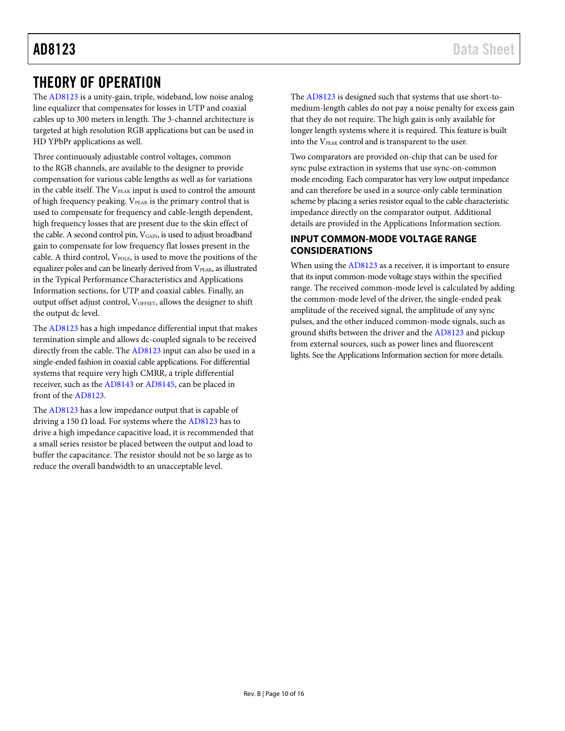# THEORY OF OPERATION

The AD8123 is a unity-gain, triple, wideband, low noise analog line equalizer that compensates for losses in UTP and coaxial cables up to 300 meters in length. The 3-channel architecture is targeted at high resolution RGB applications but can be used in HD YPbPr applications as well.

Three continuously adjustable control voltages, common to the RGB channels, are available to the designer to provide compensation for various cable lengths as well as for variations in the cable itself. The $V_{PEAK}$ input is used to control the amount of high frequency peaking. $V_{PEAK}$ is the primary control that is used to compensate for frequency and cable-length dependent, high frequency losses that are present due to the skin effect of the cable. A second control pin, $V_{GAIN}$, is used to adjust broadband gain to compensate for low frequency flat losses present in the cable. A third control, $V_{POLE}$, is used to move the positions of the equalizer poles and can be linearly derived from $V_{PEAK}$, as illustrated in the Typical Performance Characteristics and Applications Information sections, for UTP and coaxial cables. Finally, an output offset adjust control, $V_{OFFSET}$, allows the designer to shift the output dc level.

The AD8123 has a high impedance differential input that makes termination simple and allows dc-coupled signals to be received directly from the cable. The AD8123 input can also be used in a single-ended fashion in coaxial cable applications. For differential systems that require very high CMRR, a triple differential receiver, such as the AD8143 or AD8145, can be placed in front of the AD8123.

The AD8123 has a low impedance output that is capable of driving a 150 Ω load. For systems where the AD8123 has to drive a high impedance capacitive load, it is recommended that a small series resistor be placed between the output and load to buffer the capacitance. The resistor should not be so large as to reduce the overall bandwidth to an unacceptable level.

The AD8123 is designed such that systems that use short-to-medium-length cables do not pay a noise penalty for excess gain that they do not require. The high gain is only available for longer length systems where it is required. This feature is built into the $V_{PEAK}$ control and is transparent to the user.

Two comparators are provided on-chip that can be used for sync pulse extraction in systems that use sync-on-common mode encoding. Each comparator has very low output impedance and can therefore be used in a source-only cable termination scheme by placing a series resistor equal to the cable characteristic impedance directly on the comparator output. Additional details are provided in the Applications Information section.

## INPUT COMMON-MODE VOLTAGE RANGE CONSIDERATIONS

When using the AD8123 as a receiver, it is important to ensure that its input common-mode voltage stays within the specified range. The received common-mode level is calculated by adding the common-mode level of the driver, the single-ended peak amplitude of the received signal, the amplitude of any sync pulses, and the other induced common-mode signals, such as ground shifts between the driver and the AD8123 and pickup from external sources, such as power lines and fluorescent lights. See the Applications Information section for more details.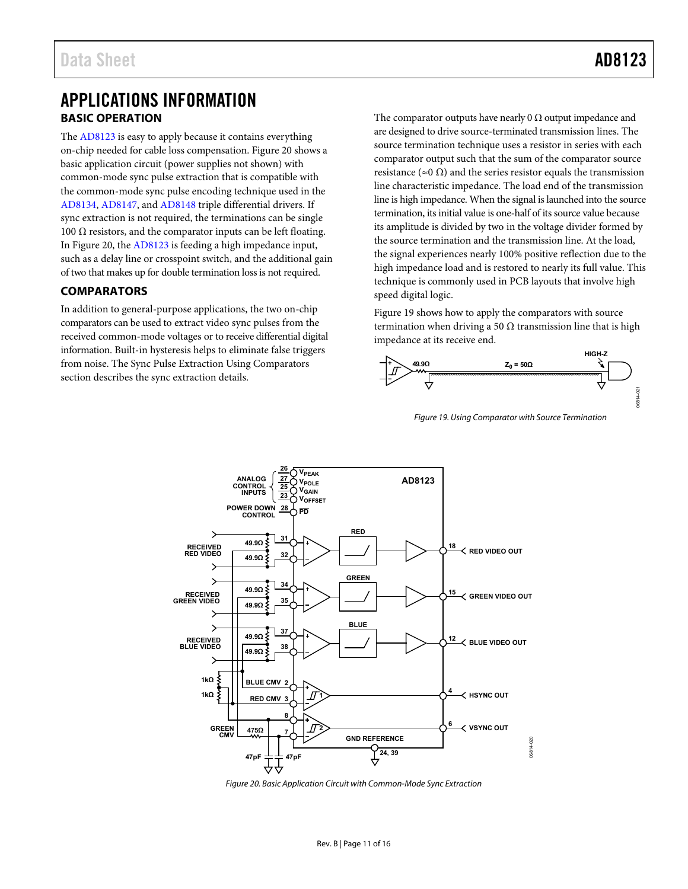# APPLICATIONS INFORMATION

## BASIC OPERATION

The AD8123 is easy to apply because it contains everything on-chip needed for cable loss compensation. Figure 20 shows a basic application circuit (power supplies not shown) with common-mode sync pulse extraction that is compatible with the common-mode sync pulse encoding technique used in the AD8134, AD8147, and AD8148 triple differential drivers. If sync extraction is not required, the terminations can be single 100 Ω resistors, and the comparator inputs can be left floating. In Figure 20, the AD8123 is feeding a high impedance input, such as a delay line or crosspoint switch, and the additional gain of two that makes up for double termination loss is not required.

## COMPARATORS

In addition to general-purpose applications, the two on-chip comparators can be used to extract video sync pulses from the received common-mode voltages or to receive differential digital information. Built-in hysteresis helps to eliminate false triggers from noise. The Sync Pulse Extraction Using Comparators section describes the sync extraction details.

The comparator outputs have nearly 0 Ω output impedance and are designed to drive source-terminated transmission lines. The source termination technique uses a resistor in series with each comparator output such that the sum of the comparator source resistance (≈0 Ω) and the series resistor equals the transmission line characteristic impedance. The load end of the transmission line is high impedance. When the signal is launched into the source termination, its initial value is one-half of its source value because its amplitude is divided by two in the voltage divider formed by the source termination and the transmission line. At the load, the signal experiences nearly 100% positive reflection due to the high impedance load and is restored to nearly its full value. This technique is commonly used in PCB layouts that involve high speed digital logic.

Figure 19 shows how to apply the comparators with source termination when driving a 50 Ω transmission line that is high impedance at its receive end.

*Figure 19. Using Comparator with Source Termination*

*Figure 20. Basic Application Circuit with Common-Mode Sync Extraction*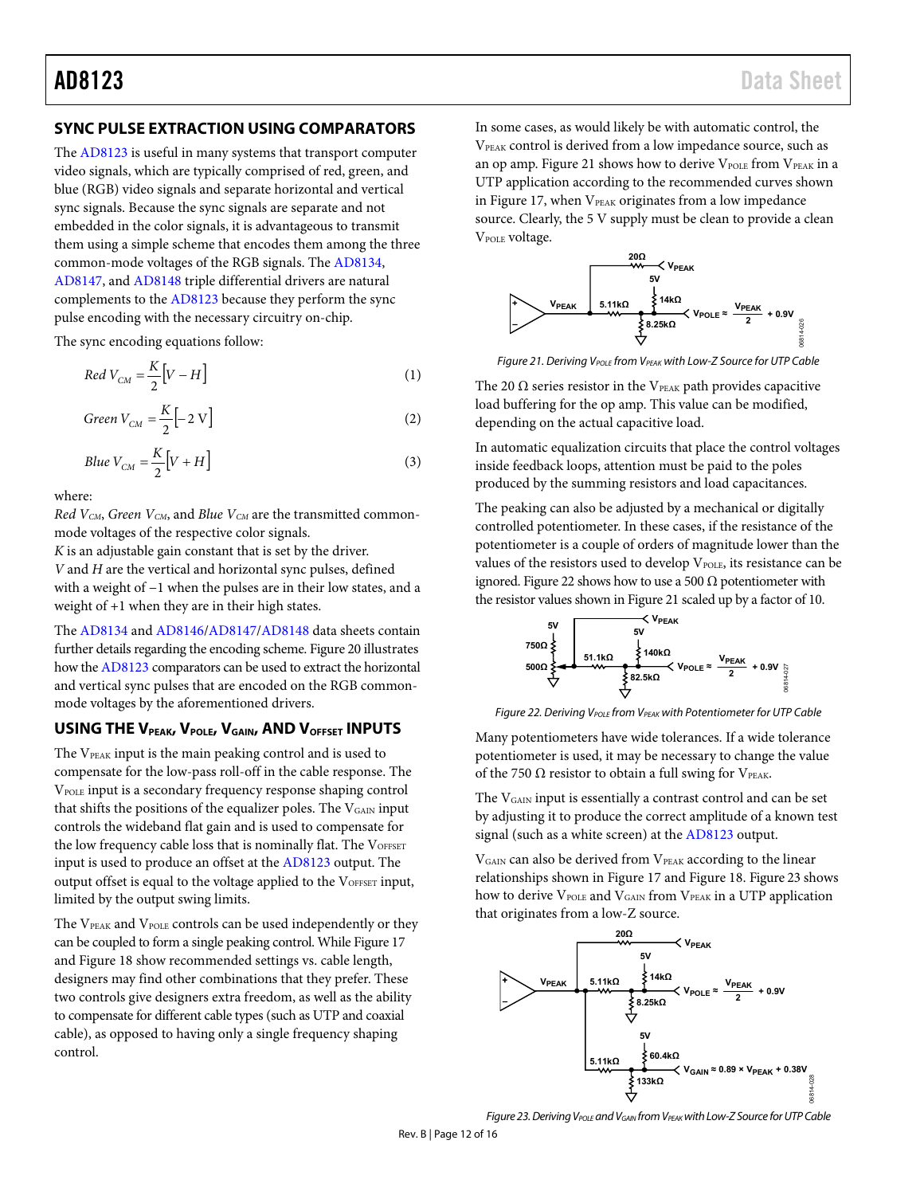## SYNC PULSE EXTRACTION USING COMPARATORS

The AD8123 is useful in many systems that transport computer video signals, which are typically comprised of red, green, and blue (RGB) video signals and separate horizontal and vertical sync signals. Because the sync signals are separate and not embedded in the color signals, it is advantageous to transmit them using a simple scheme that encodes them among the three common-mode voltages of the RGB signals. The AD8134, AD8147, and AD8148 triple differential drivers are natural complements to the AD8123 because they perform the sync pulse encoding with the necessary circuitry on-chip.

The sync encoding equations follow:

$$Red\ V_{CM} = \frac{K}{2}\left[V - H\right] \quad (1)$$

$$Green\ V_{CM} = \frac{K}{2}\left[-2\ \text{V}\right] \quad (2)$$

$$Blue\ V_{CM} = \frac{K}{2}\left[V + H\right] \quad (3)$$

where:

*Red* $V_{CM}$, *Green* $V_{CM}$, and *Blue* $V_{CM}$ are the transmitted common-mode voltages of the respective color signals.

*K* is an adjustable gain constant that is set by the driver.

*V* and *H* are the vertical and horizontal sync pulses, defined with a weight of −1 when the pulses are in their low states, and a weight of +1 when they are in their high states.

The AD8134 and AD8146/AD8147/AD8148 data sheets contain further details regarding the encoding scheme. Figure 20 illustrates how the AD8123 comparators can be used to extract the horizontal and vertical sync pulses that are encoded on the RGB common-mode voltages by the aforementioned drivers.

## USING THE $V_{PEAK}$, $V_{POLE}$, $V_{GAIN}$, AND $V_{OFFSET}$ INPUTS

The $V_{PEAK}$ input is the main peaking control and is used to compensate for the low-pass roll-off in the cable response. The $V_{POLE}$ input is a secondary frequency response shaping control that shifts the positions of the equalizer poles. The $V_{GAIN}$ input controls the wideband flat gain and is used to compensate for the low frequency cable loss that is nominally flat. The $V_{OFFSET}$ input is used to produce an offset at the AD8123 output. The output offset is equal to the voltage applied to the $V_{OFFSET}$ input, limited by the output swing limits.

The $V_{PEAK}$ and $V_{POLE}$ controls can be used independently or they can be coupled to form a single peaking control. While Figure 17 and Figure 18 show recommended settings vs. cable length, designers may find other combinations that they prefer. These two controls give designers extra freedom, as well as the ability to compensate for different cable types (such as UTP and coaxial cable), as opposed to having only a single frequency shaping control.

In some cases, as would likely be with automatic control, the $V_{PEAK}$ control is derived from a low impedance source, such as an op amp. Figure 21 shows how to derive $V_{POLE}$ from $V_{PEAK}$ in a UTP application according to the recommended curves shown in Figure 17, when $V_{PEAK}$ originates from a low impedance source. Clearly, the 5 V supply must be clean to provide a clean $V_{POLE}$ voltage.

Figure 21. Deriving $V_{POLE}$ from $V_{PEAK}$ with Low-Z Source for UTP Cable

The 20 Ω series resistor in the $V_{PEAK}$ path provides capacitive load buffering for the op amp. This value can be modified, depending on the actual capacitive load.

In automatic equalization circuits that place the control voltages inside feedback loops, attention must be paid to the poles produced by the summing resistors and load capacitances.

The peaking can also be adjusted by a mechanical or digitally controlled potentiometer. In these cases, if the resistance of the potentiometer is a couple of orders of magnitude lower than the values of the resistors used to develop $V_{POLE}$, its resistance can be ignored. Figure 22 shows how to use a 500 Ω potentiometer with the resistor values shown in Figure 21 scaled up by a factor of 10.

Figure 22. Deriving $V_{POLE}$ from $V_{PEAK}$ with Potentiometer for UTP Cable

Many potentiometers have wide tolerances. If a wide tolerance potentiometer is used, it may be necessary to change the value of the 750 Ω resistor to obtain a full swing for $V_{PEAK}$.

The $V_{GAIN}$ input is essentially a contrast control and can be set by adjusting it to produce the correct amplitude of a known test signal (such as a white screen) at the AD8123 output.

$V_{GAIN}$ can also be derived from $V_{PEAK}$ according to the linear relationships shown in Figure 17 and Figure 18. Figure 23 shows how to derive $V_{POLE}$ and $V_{GAIN}$ from $V_{PEAK}$ in a UTP application that originates from a low-Z source.

Figure 23. Deriving $V_{POLE}$ and $V_{GAIN}$ from $V_{PEAK}$ with Low-Z Source for UTP Cable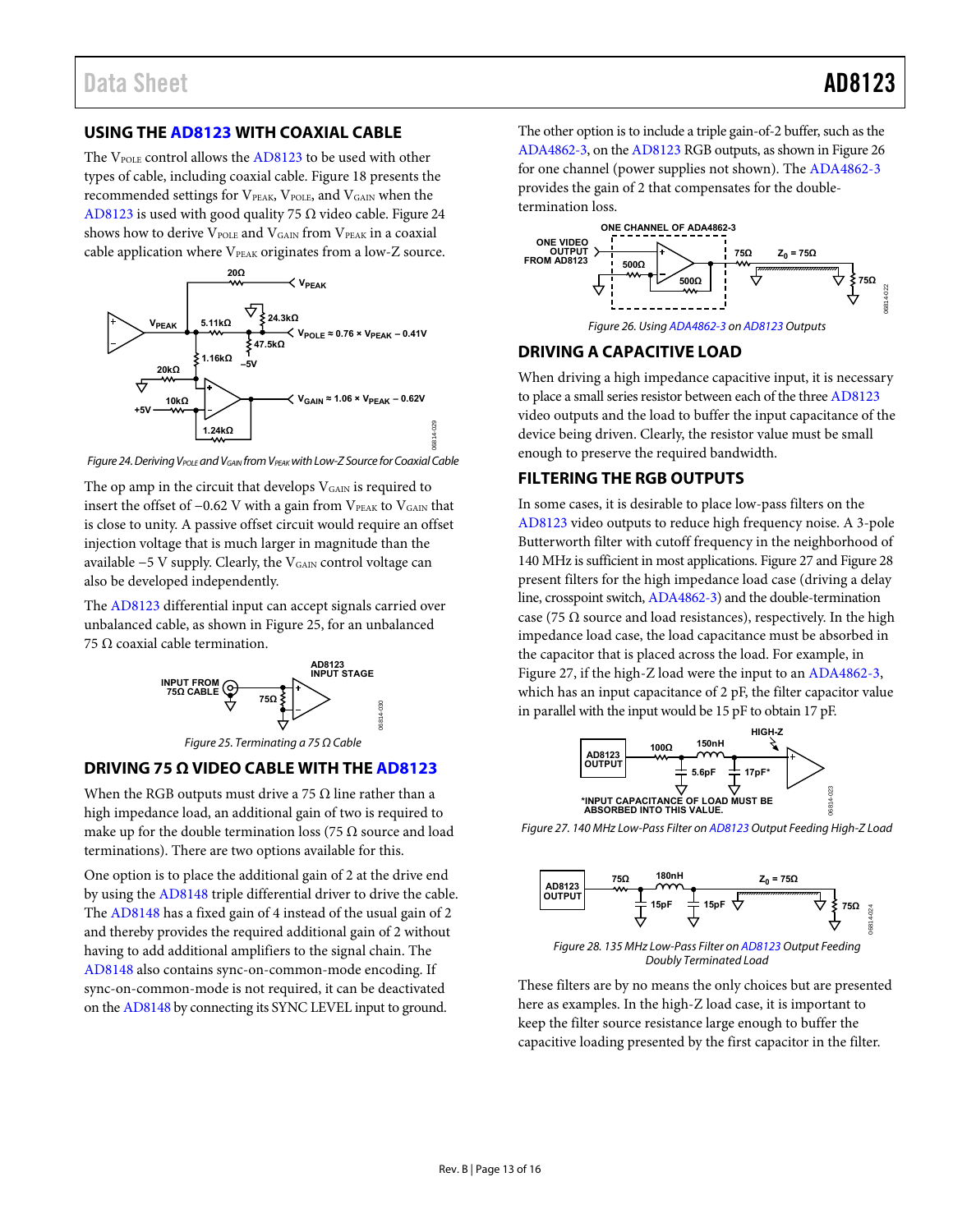## USING THE AD8123 WITH COAXIAL CABLE

The $V_{POLE}$ control allows the AD8123 to be used with other types of cable, including coaxial cable. Figure 18 presents the recommended settings for $V_{PEAK}$, $V_{POLE}$, and $V_{GAIN}$ when the AD8123 is used with good quality 75 Ω video cable. Figure 24 shows how to derive $V_{POLE}$ and $V_{GAIN}$ from $V_{PEAK}$ in a coaxial cable application where $V_{PEAK}$ originates from a low-Z source.

Figure 24. Deriving $V_{POLE}$ and $V_{GAIN}$ from $V_{PEAK}$ with Low-Z Source for Coaxial Cable

The op amp in the circuit that develops $V_{GAIN}$ is required to insert the offset of −0.62 V with a gain from $V_{PEAK}$ to $V_{GAIN}$ that is close to unity. A passive offset circuit would require an offset injection voltage that is much larger in magnitude than the available −5 V supply. Clearly, the $V_{GAIN}$ control voltage can also be developed independently.

The AD8123 differential input can accept signals carried over unbalanced cable, as shown in Figure 25, for an unbalanced 75 Ω coaxial cable termination.

Figure 25. Terminating a 75 Ω Cable

## DRIVING 75 Ω VIDEO CABLE WITH THE AD8123

When the RGB outputs must drive a 75 Ω line rather than a high impedance load, an additional gain of two is required to make up for the double termination loss (75 Ω source and load terminations). There are two options available for this.

One option is to place the additional gain of 2 at the drive end by using the AD8148 triple differential driver to drive the cable. The AD8148 has a fixed gain of 4 instead of the usual gain of 2 and thereby provides the required additional gain of 2 without having to add additional amplifiers to the signal chain. The AD8148 also contains sync-on-common-mode encoding. If sync-on-common-mode is not required, it can be deactivated on the AD8148 by connecting its SYNC LEVEL input to ground.

The other option is to include a triple gain-of-2 buffer, such as the ADA4862-3, on the AD8123 RGB outputs, as shown in Figure 26 for one channel (power supplies not shown). The ADA4862-3 provides the gain of 2 that compensates for the double-termination loss.

Figure 26. Using ADA4862-3 on AD8123 Outputs

## DRIVING A CAPACITIVE LOAD

When driving a high impedance capacitive input, it is necessary to place a small series resistor between each of the three AD8123 video outputs and the load to buffer the input capacitance of the device being driven. Clearly, the resistor value must be small enough to preserve the required bandwidth.

## FILTERING THE RGB OUTPUTS

In some cases, it is desirable to place low-pass filters on the AD8123 video outputs to reduce high frequency noise. A 3-pole Butterworth filter with cutoff frequency in the neighborhood of 140 MHz is sufficient in most applications. Figure 27 and Figure 28 present filters for the high impedance load case (driving a delay line, crosspoint switch, ADA4862-3) and the double-termination case (75 Ω source and load resistances), respectively. In the high impedance load case, the load capacitance must be absorbed in the capacitor that is placed across the load. For example, in Figure 27, if the high-Z load were the input to an ADA4862-3, which has an input capacitance of 2 pF, the filter capacitor value in parallel with the input would be 15 pF to obtain 17 pF.

*INPUT CAPACITANCE OF LOAD MUST BE ABSORBED INTO THIS VALUE.

Figure 27. 140 MHz Low-Pass Filter on AD8123 Output Feeding High-Z Load

Figure 28. 135 MHz Low-Pass Filter on AD8123 Output Feeding Doubly Terminated Load

These filters are by no means the only choices but are presented here as examples. In the high-Z load case, it is important to keep the filter source resistance large enough to buffer the capacitive loading presented by the first capacitor in the filter.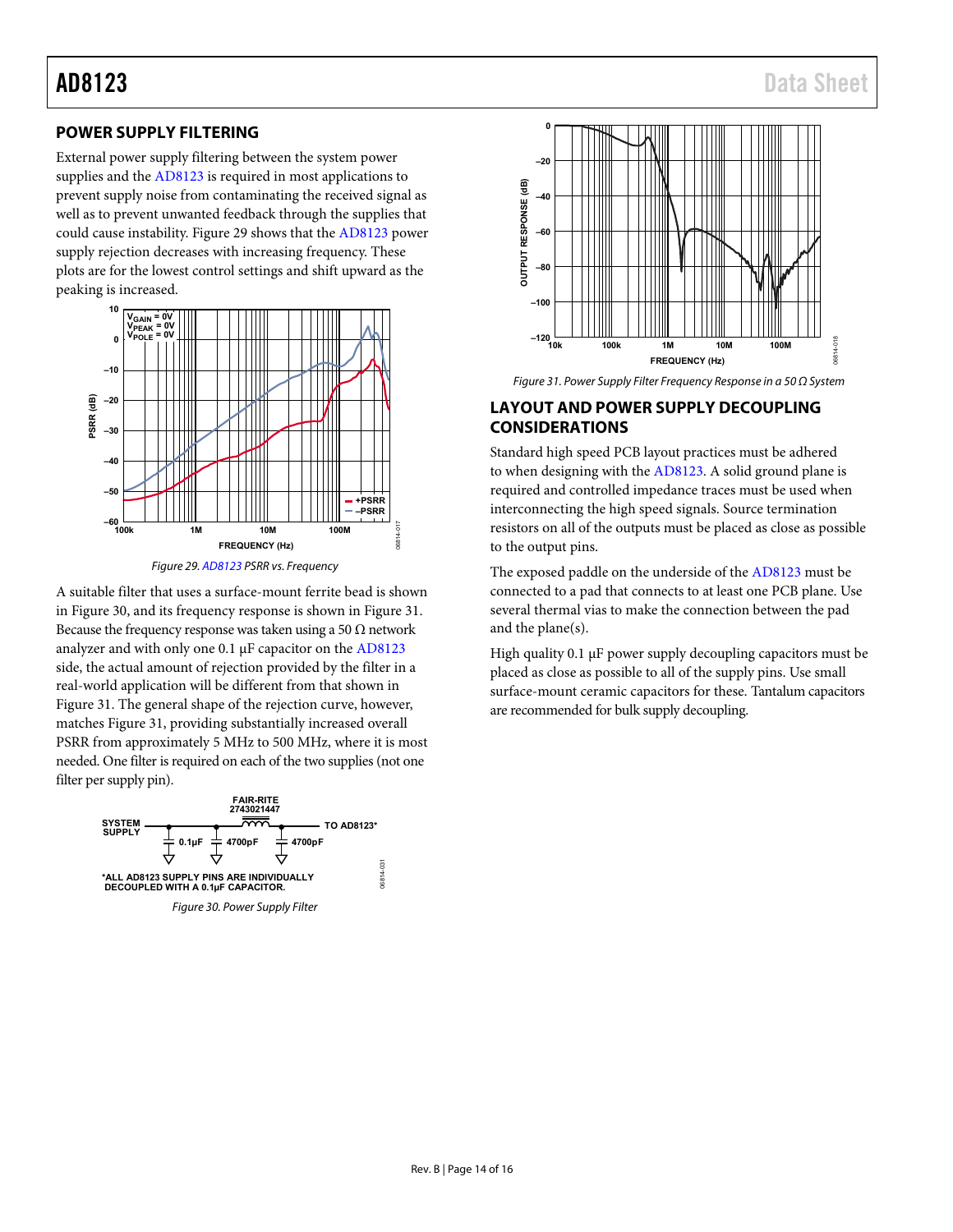## POWER SUPPLY FILTERING

External power supply filtering between the system power supplies and the AD8123 is required in most applications to prevent supply noise from contaminating the received signal as well as to prevent unwanted feedback through the supplies that could cause instability. Figure 29 shows that the AD8123 power supply rejection decreases with increasing frequency. These plots are for the lowest control settings and shift upward as the peaking is increased.

Figure 29. AD8123 PSRR vs. Frequency

A suitable filter that uses a surface-mount ferrite bead is shown in Figure 30, and its frequency response is shown in Figure 31. Because the frequency response was taken using a 50 Ω network analyzer and with only one 0.1 μF capacitor on the AD8123 side, the actual amount of rejection provided by the filter in a real-world application will be different from that shown in Figure 31. The general shape of the rejection curve, however, matches Figure 31, providing substantially increased overall PSRR from approximately 5 MHz to 500 MHz, where it is most needed. One filter is required on each of the two supplies (not one filter per supply pin).

Figure 30. Power Supply Filter

Figure 31. Power Supply Filter Frequency Response in a 50 Ω System

## LAYOUT AND POWER SUPPLY DECOUPLING CONSIDERATIONS

Standard high speed PCB layout practices must be adhered to when designing with the AD8123. A solid ground plane is required and controlled impedance traces must be used when interconnecting the high speed signals. Source termination resistors on all of the outputs must be placed as close as possible to the output pins.

The exposed paddle on the underside of the AD8123 must be connected to a pad that connects to at least one PCB plane. Use several thermal vias to make the connection between the pad and the plane(s).

High quality 0.1 μF power supply decoupling capacitors must be placed as close as possible to all of the supply pins. Use small surface-mount ceramic capacitors for these. Tantalum capacitors are recommended for bulk supply decoupling.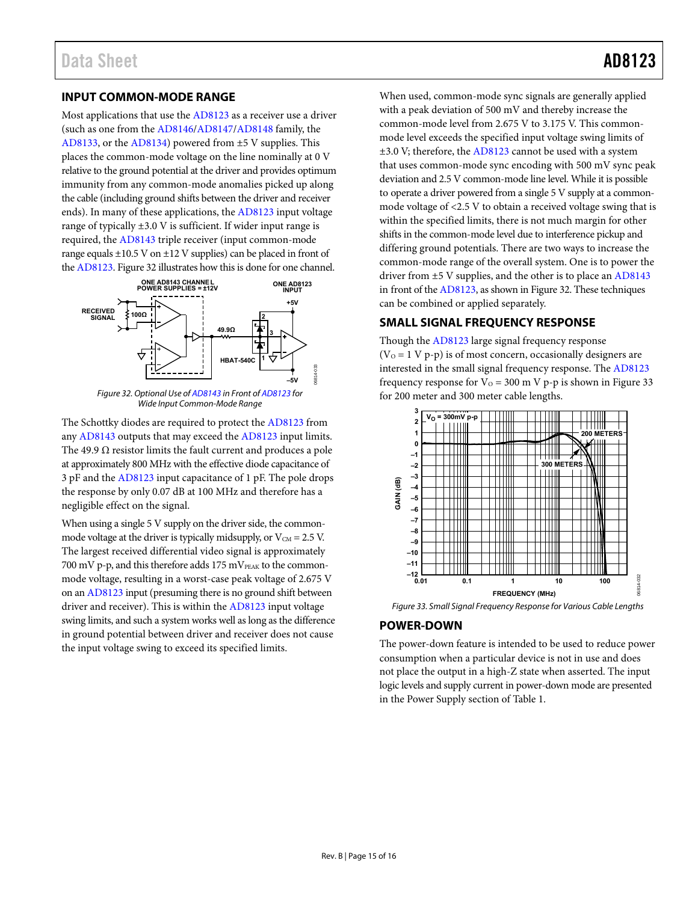## INPUT COMMON-MODE RANGE

Most applications that use the AD8123 as a receiver use a driver (such as one from the AD8146/AD8147/AD8148 family, the AD8133, or the AD8134) powered from ±5 V supplies. This places the common-mode voltage on the line nominally at 0 V relative to the ground potential at the driver and provides optimum immunity from any common-mode anomalies picked up along the cable (including ground shifts between the driver and receiver ends). In many of these applications, the AD8123 input voltage range of typically ±3.0 V is sufficient. If wider input range is required, the AD8143 triple receiver (input common-mode range equals ±10.5 V on ±12 V supplies) can be placed in front of the AD8123. Figure 32 illustrates how this is done for one channel.

*Figure 32. Optional Use of AD8143 in Front of AD8123 for Wide Input Common-Mode Range*

The Schottky diodes are required to protect the AD8123 from any AD8143 outputs that may exceed the AD8123 input limits. The 49.9 Ω resistor limits the fault current and produces a pole at approximately 800 MHz with the effective diode capacitance of 3 pF and the AD8123 input capacitance of 1 pF. The pole drops the response by only 0.07 dB at 100 MHz and therefore has a negligible effect on the signal.

When using a single 5 V supply on the driver side, the common-mode voltage at the driver is typically midsupply, or $V_{CM}$ = 2.5 V. The largest received differential video signal is approximately 700 mV p-p, and this therefore adds 175 $mV_{PEAK}$ to the common-mode voltage, resulting in a worst-case peak voltage of 2.675 V on an AD8123 input (presuming there is no ground shift between driver and receiver). This is within the AD8123 input voltage swing limits, and such a system works well as long as the difference in ground potential between driver and receiver does not cause the input voltage swing to exceed its specified limits.

When used, common-mode sync signals are generally applied with a peak deviation of 500 mV and thereby increase the common-mode level from 2.675 V to 3.175 V. This common-mode level exceeds the specified input voltage swing limits of ±3.0 V; therefore, the AD8123 cannot be used with a system that uses common-mode sync encoding with 500 mV sync peak deviation and 2.5 V common-mode line level. While it is possible to operate a driver powered from a single 5 V supply at a common-mode voltage of <2.5 V to obtain a received voltage swing that is within the specified limits, there is not much margin for other shifts in the common-mode level due to interference pickup and differing ground potentials. There are two ways to increase the common-mode range of the overall system. One is to power the driver from ±5 V supplies, and the other is to place an AD8143 in front of the AD8123, as shown in Figure 32. These techniques can be combined or applied separately.

## SMALL SIGNAL FREQUENCY RESPONSE

Though the AD8123 large signal frequency response ($V_O$ = 1 V p-p) is of most concern, occasionally designers are interested in the small signal frequency response. The AD8123 frequency response for $V_O$ = 300 m V p-p is shown in Figure 33 for 200 meter and 300 meter cable lengths.

*Figure 33. Small Signal Frequency Response for Various Cable Lengths*

## POWER-DOWN

The power-down feature is intended to be used to reduce power consumption when a particular device is not in use and does not place the output in a high-Z state when asserted. The input logic levels and supply current in power-down mode are presented in the Power Supply section of Table 1.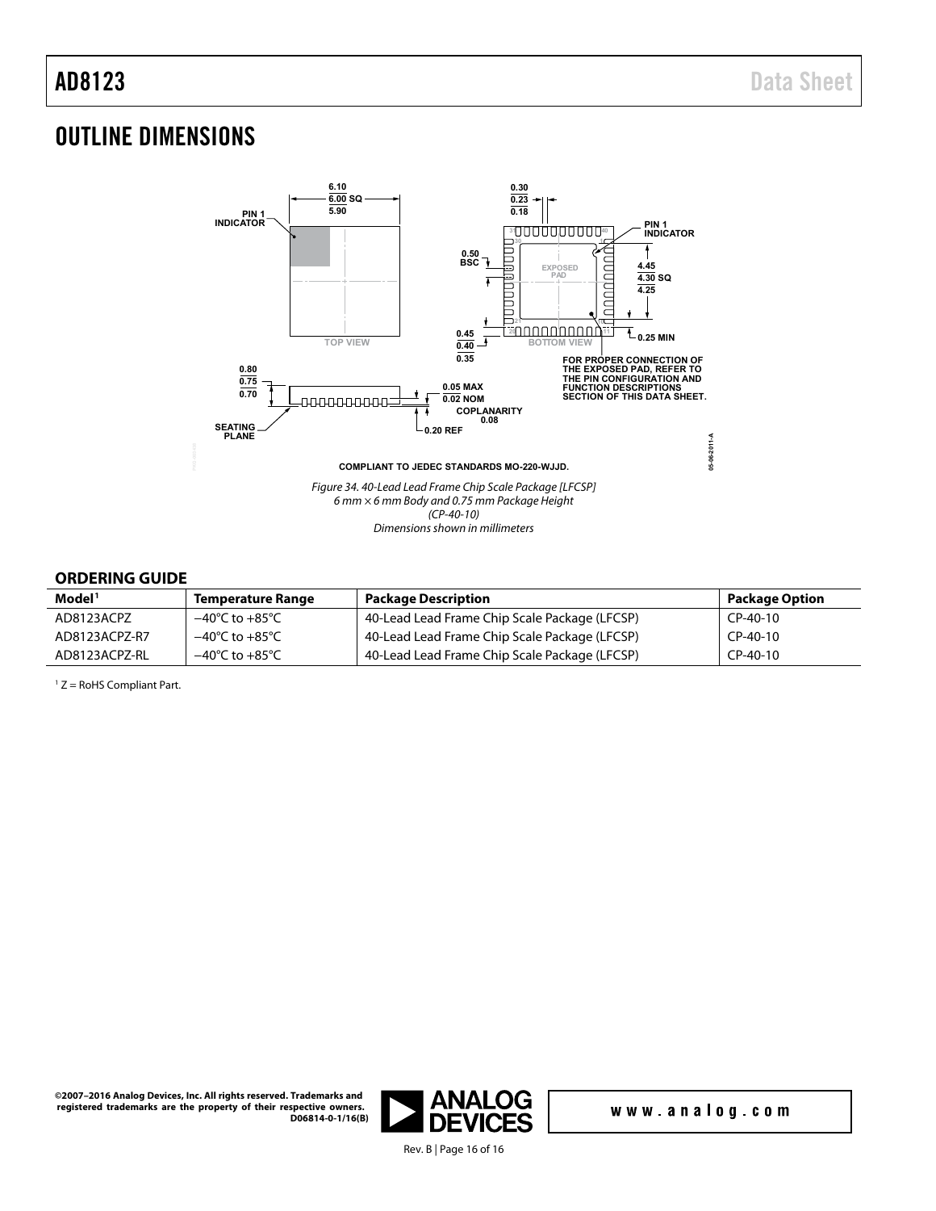# OUTLINE DIMENSIONS

6.10
6.00 SQ
5.90

PIN 1
INDICATOR

TOP VIEW

0.30
0.23
0.18

0.50
BSC

EXPOSED
PAD

PIN 1
INDICATOR

4.45
4.30 SQ
4.25

0.45
0.40
0.35

BOTTOM VIEW

0.25 MIN

FOR PROPER CONNECTION OF THE EXPOSED PAD, REFER TO THE PIN CONFIGURATION AND FUNCTION DESCRIPTIONS SECTION OF THIS DATA SHEET.

0.80
0.75
0.70

0.05 MAX
0.02 NOM

COPLANARITY
0.08

0.20 REF

SEATING
PLANE

COMPLIANT TO JEDEC STANDARDS MO-220-WJJD.

05-06-2011-A

*Figure 34. 40-Lead Lead Frame Chip Scale Package [LFCSP]*
*6 mm × 6 mm Body and 0.75 mm Package Height*
*(CP-40-10)*
*Dimensions shown in millimeters*

## ORDERING GUIDE

| Model[1] | Temperature Range | Package Description | Package Option |
|---|---|---|---|
| AD8123ACPZ | −40°C to +85°C | 40-Lead Lead Frame Chip Scale Package (LFCSP) | CP-40-10 |
| AD8123ACPZ-R7 | −40°C to +85°C | 40-Lead Lead Frame Chip Scale Package (LFCSP) | CP-40-10 |
| AD8123ACPZ-RL | −40°C to +85°C | 40-Lead Lead Frame Chip Scale Package (LFCSP) | CP-40-10 |

[1] Z = RoHS Compliant Part.

©2007–2016 Analog Devices, Inc. All rights reserved. Trademarks and registered trademarks are the property of their respective owners.
D06814-0-1/16(B)